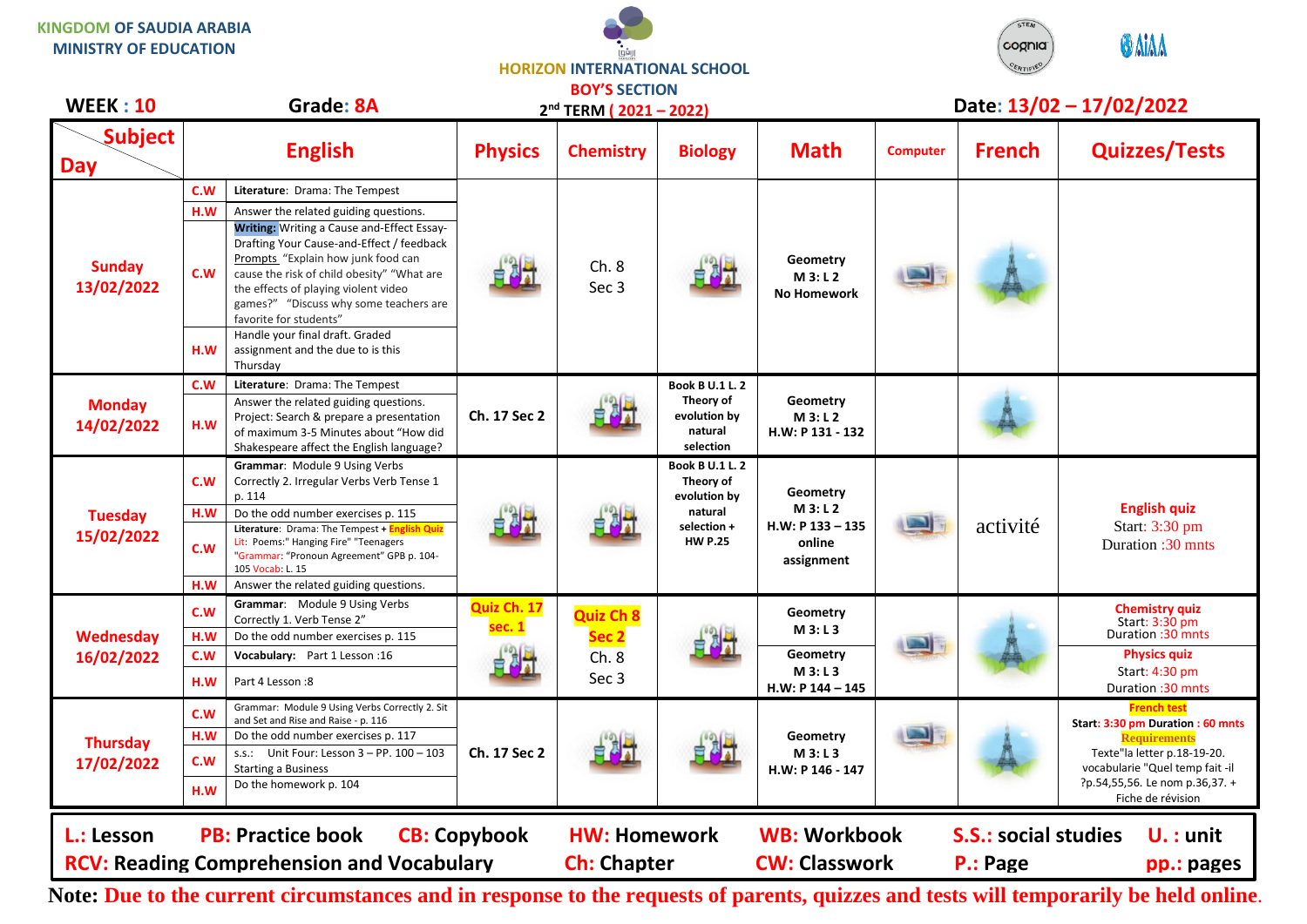KINGDOM OF SAUDIA ARABIA
MINISTRY OF EDUCATION

HORIZON INTERNATIONAL SCHOOL
BOY'S SECTION

**WEEK : 10** **Grade: 8A** **2nd TERM ( 2021 – 2022)** **Date: 13/02 – 17/02/2022**

| Subject / Day | | English | Physics | Chemistry | Biology | Math | Computer | French | Quizzes/Tests |
|---|---|---|---|---|---|---|---|---|---|
| Sunday 13/02/2022 | C.W | **Literature**: Drama: The Tempest | | Ch. 8 Sec 3 | | Geometry M 3: L 2 No Homework | | | |
| | H.W | Answer the related guiding questions. | | | | | | | |
| | C.W | **Writing:** Writing a Cause and-Effect Essay- Drafting Your Cause-and-Effect / feedback Prompts "Explain how junk food can cause the risk of child obesity" "What are the effects of playing violent video games?" "Discuss why some teachers are favorite for students" | | | | | | | |
| | H.W | Handle your final draft. Graded assignment and the due to is this Thursday | | | | | | | |
| Monday 14/02/2022 | C.W | **Literature**: Drama: The Tempest | Ch. 17 Sec 2 | | Book B U.1 L. 2 Theory of evolution by natural selection | Geometry M 3: L 2 H.W: P 131 - 132 | | | |
| | H.W | Answer the related guiding questions. Project: Search & prepare a presentation of maximum 3-5 Minutes about "How did Shakespeare affect the English language? | | | | | | | |
| Tuesday 15/02/2022 | C.W | **Grammar**: Module 9 Using Verbs Correctly 2. Irregular Verbs Verb Tense 1 p. 114 | | | Book B U.1 L. 2 Theory of evolution by natural selection + HW P.25 | Geometry M 3: L 2 H.W: P 133 – 135 online assignment | | activité | **English quiz** Start: 3:30 pm Duration :30 mnts |
| | H.W | Do the odd number exercises p. 115 | | | | | | | |
| | C.W | **Literature**: Drama: The Tempest + **English Quiz** Lit: Poems:" Hanging Fire" "Teenagers "Grammar: "Pronoun Agreement" GPB p. 104-105 Vocab: L. 15 | | | | | | | |
| | H.W | Answer the related guiding questions. | | | | | | | |
| Wednesday 16/02/2022 | C.W | **Grammar**: Module 9 Using Verbs Correctly 1. Verb Tense 2" | **Quiz Ch. 17 sec. 1** | **Quiz Ch 8 Sec 2** Ch. 8 Sec 3 | | Geometry M 3: L 3 | | | **Chemistry quiz** Start: 3:30 pm Duration :30 mnts |
| | H.W | Do the odd number exercises p. 115 | | | | | | | |
| | C.W | **Vocabulary**: Part 1 Lesson :16 | | | | Geometry M 3: L 3 H.W: P 144 – 145 | | | **Physics quiz** Start: 4:30 pm Duration :30 mnts |
| | H.W | Part 4 Lesson :8 | | | | | | | |
| Thursday 17/02/2022 | C.W | Grammar: Module 9 Using Verbs Correctly 2. Sit and Set and Rise and Raise - p. 116 | Ch. 17 Sec 2 | | | Geometry M 3: L 3 H.W: P 146 - 147 | | | **French test** **Start**: 3:30 pm **Duration** : 60 mnts **Requirements** Texte"la letter p.18-19-20. vocabularie "Quel temp fait -il ?p.54,55,56. Le nom p.36,37. + Fiche de révision |
| | H.W | Do the odd number exercises p. 117 | | | | | | | |
| | C.W | s.s.: Unit Four: Lesson 3 – PP. 100 – 103 Starting a Business | | | | | | | |
| | H.W | Do the homework p. 104 | | | | | | | |

**L.: Lesson** **PB: Practice book** **CB: Copybook** **HW: Homework** **WB: Workbook** **S.S.: social studies** **U. : unit**
**RCV: Reading Comprehension and Vocabulary** **Ch: Chapter** **CW: Classwork** **P.: Page** **pp.: pages**

**Note: Due to the current circumstances and in response to the requests of parents, quizzes and tests will temporarily be held online.**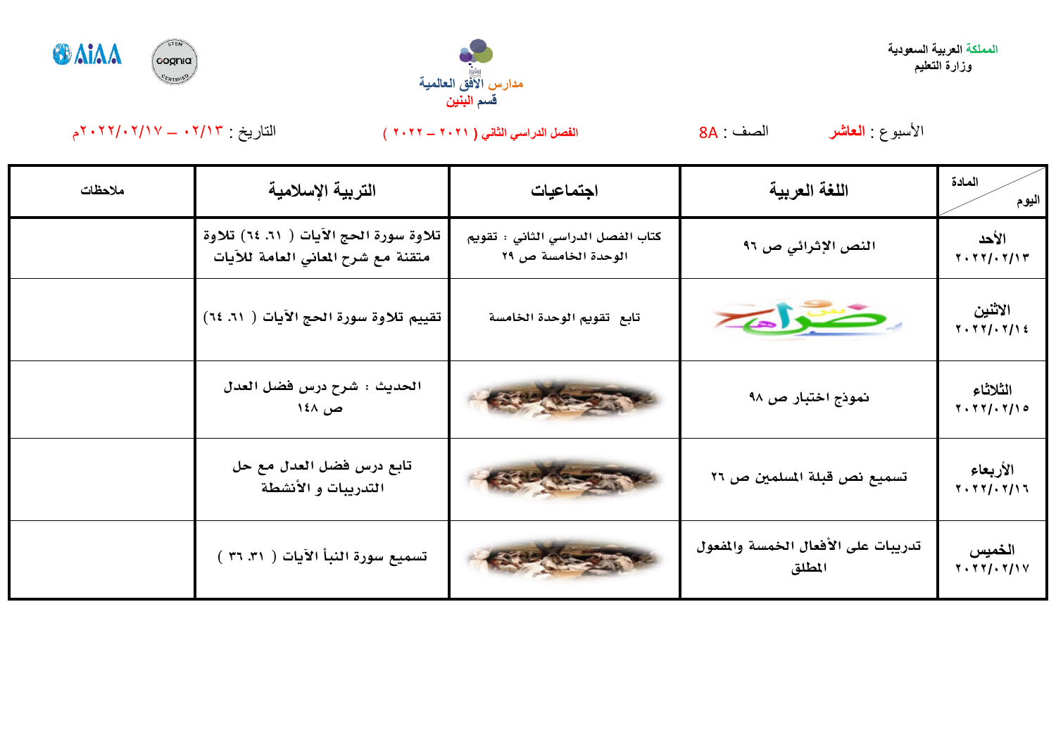المملكة العربية السعودية
وزارة التعليم

مدارس الأفق العالمية
قسم البنين

الأسبوع : العاشر &nbsp;&nbsp;&nbsp; الصف : 8A &nbsp;&nbsp;&nbsp; الفصل الدراسي الثاني ( ٢٠٢١ – ٢٠٢٢ ) &nbsp;&nbsp;&nbsp; التاريخ : ٠٢/١٣ – ٢٠٢٢/٠٢/١٧م

| المادة / اليوم | اللغة العربية | اجتماعيات | التربية الإسلامية | ملاحظات |
|---|---|---|---|---|
| الأحد ٢٠٢٢/٠٢/١٣ | النص الإثرائي ص ٩٦ | كتاب الفصل الدراسي الثاني : تقويم الوحدة الخامسة ص ٢٩ | تلاوة سورة الحج الآيات ( ٦١. ٦٤) تلاوة متقنة مع شرح المعاني العامة للآيات | |
| الاثنين ٢٠٢٢/٠٢/١٤ | | تابع تقويم الوحدة الخامسة | تقييم تلاوة سورة الحج الآيات ( ٦١. ٦٤) | |
| الثلاثاء ٢٠٢٢/٠٢/١٥ | نموذج اختبار ص ٩٨ | | الحديث : شرح درس فضل العدل ص ١٤٨ | |
| الأربعاء ٢٠٢٢/٠٢/١٦ | تسميع نص قبلة المسلمين ص ٢٦ | | تابع درس فضل العدل مع حل التدريبات و الأنشطة | |
| الخميس ٢٠٢٢/٠٢/١٧ | تدريبات على الأفعال الخمسة والمفعول المطلق | | تسميع سورة النبأ الآيات ( ٣١. ٣٦ ) | |